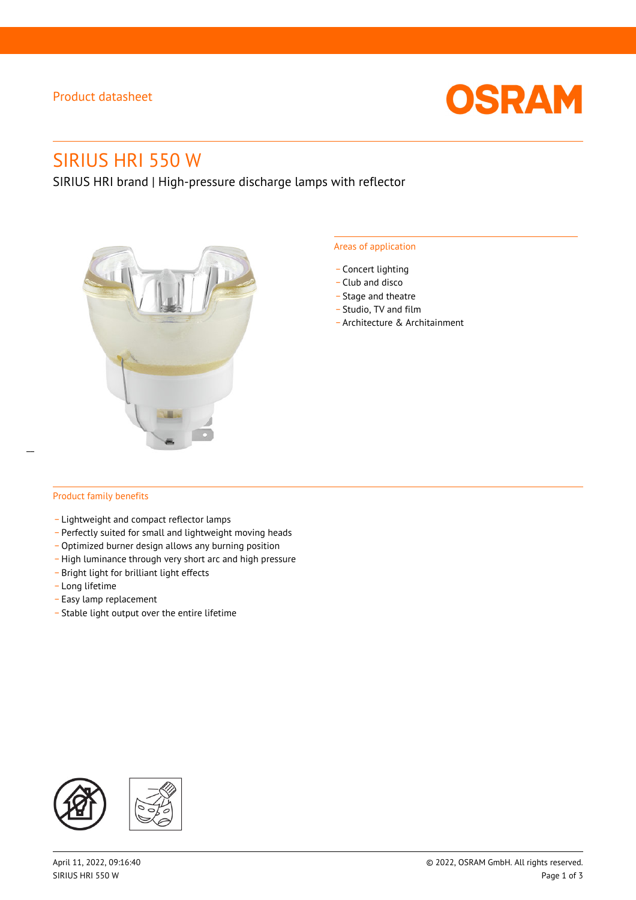Product datasheet

# SIRIUS HRI 550 W

SIRIUS HRI brand | High-pressure discharge lamps with reflector

## Areas of application

- Concert lighting
- Club and disco
- Stage and theatre
- Studio, TV and film
- Architecture & Architainment

## Product family benefits

- Lightweight and compact reflector lamps
- Perfectly suited for small and lightweight moving heads
- Optimized burner design allows any burning position
- High luminance through very short arc and high pressure
- Bright light for brilliant light effects
- Long lifetime
- Easy lamp replacement
- Stable light output over the entire lifetime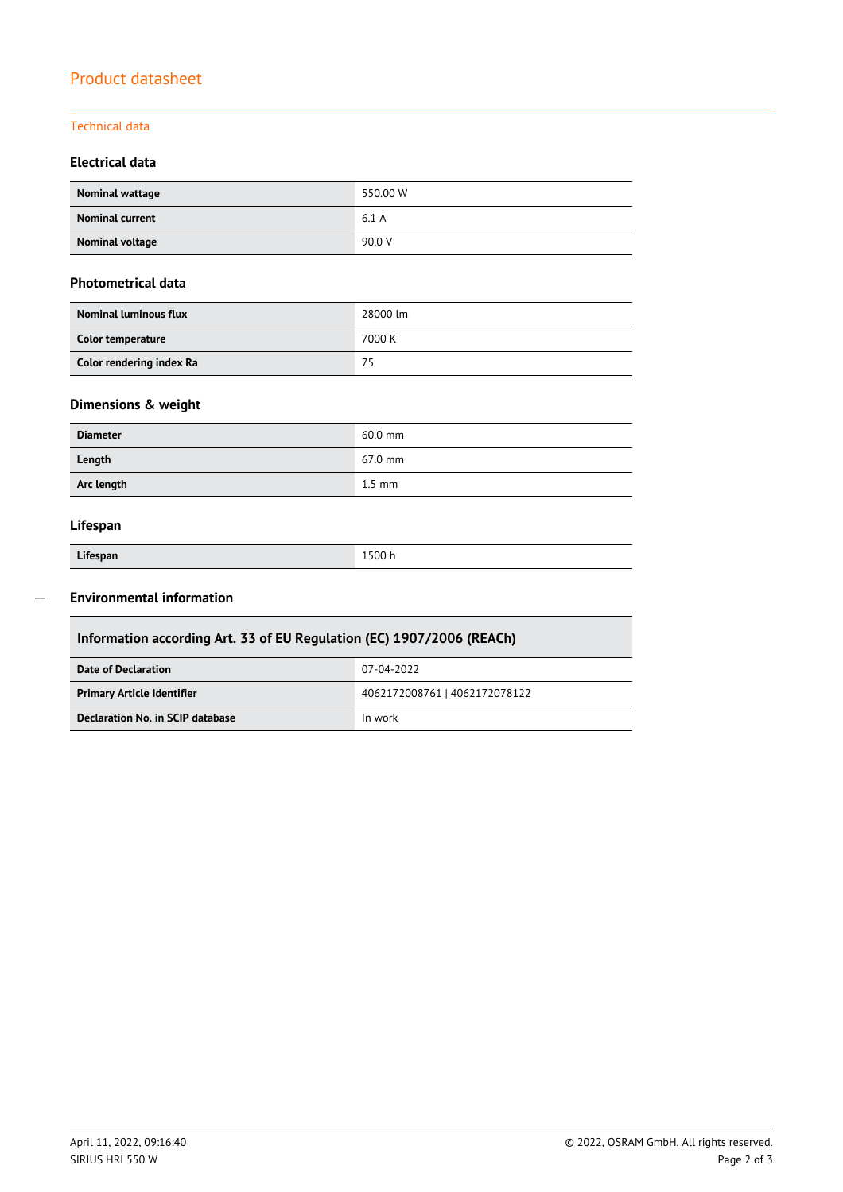# Product datasheet

## Technical data

### Electrical data

| | |
|---|---|
| **Nominal wattage** | 550.00 W |
| **Nominal current** | 6.1 A |
| **Nominal voltage** | 90.0 V |

### Photometrical data

| | |
|---|---|
| **Nominal luminous flux** | 28000 lm |
| **Color temperature** | 7000 K |
| **Color rendering index Ra** | 75 |

### Dimensions & weight

| | |
|---|---|
| **Diameter** | 60.0 mm |
| **Length** | 67.0 mm |
| **Arc length** | 1.5 mm |

### Lifespan

| | |
|---|---|
| **Lifespan** | 1500 h |

### Environmental information

| Information according Art. 33 of EU Regulation (EC) 1907/2006 (REACh) | |
|---|---|
| **Date of Declaration** | 07-04-2022 |
| **Primary Article Identifier** | 4062172008761 \| 4062172078122 |
| **Declaration No. in SCIP database** | In work |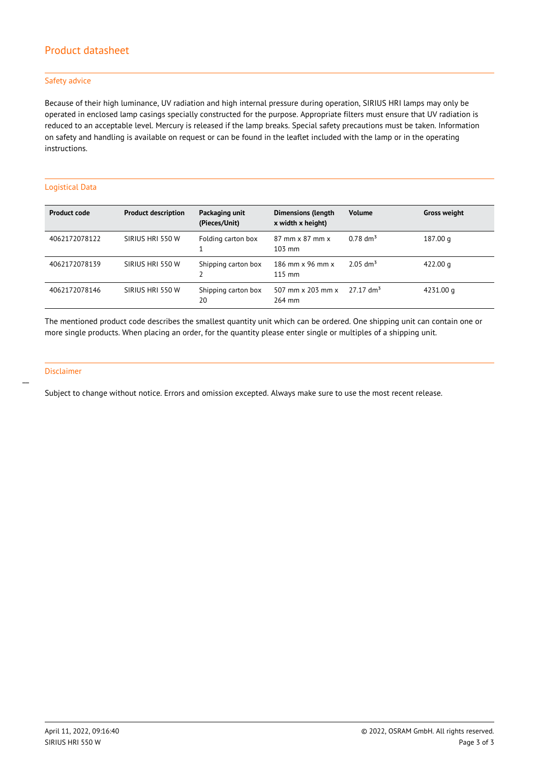# Product datasheet

## Safety advice

Because of their high luminance, UV radiation and high internal pressure during operation, SIRIUS HRI lamps may only be operated in enclosed lamp casings specially constructed for the purpose. Appropriate filters must ensure that UV radiation is reduced to an acceptable level. Mercury is released if the lamp breaks. Special safety precautions must be taken. Information on safety and handling is available on request or can be found in the leaflet included with the lamp or in the operating instructions.

## Logistical Data

| Product code | Product description | Packaging unit (Pieces/Unit) | Dimensions (length x width x height) | Volume | Gross weight |
|---|---|---|---|---|---|
| 4062172078122 | SIRIUS HRI 550 W | Folding carton box 1 | 87 mm x 87 mm x 103 mm | 0.78 $dm^3$ | 187.00 g |
| 4062172078139 | SIRIUS HRI 550 W | Shipping carton box 2 | 186 mm x 96 mm x 115 mm | 2.05 $dm^3$ | 422.00 g |
| 4062172078146 | SIRIUS HRI 550 W | Shipping carton box 20 | 507 mm x 203 mm x 264 mm | 27.17 $dm^3$ | 4231.00 g |

The mentioned product code describes the smallest quantity unit which can be ordered. One shipping unit can contain one or more single products. When placing an order, for the quantity please enter single or multiples of a shipping unit.

## Disclaimer

Subject to change without notice. Errors and omission excepted. Always make sure to use the most recent release.